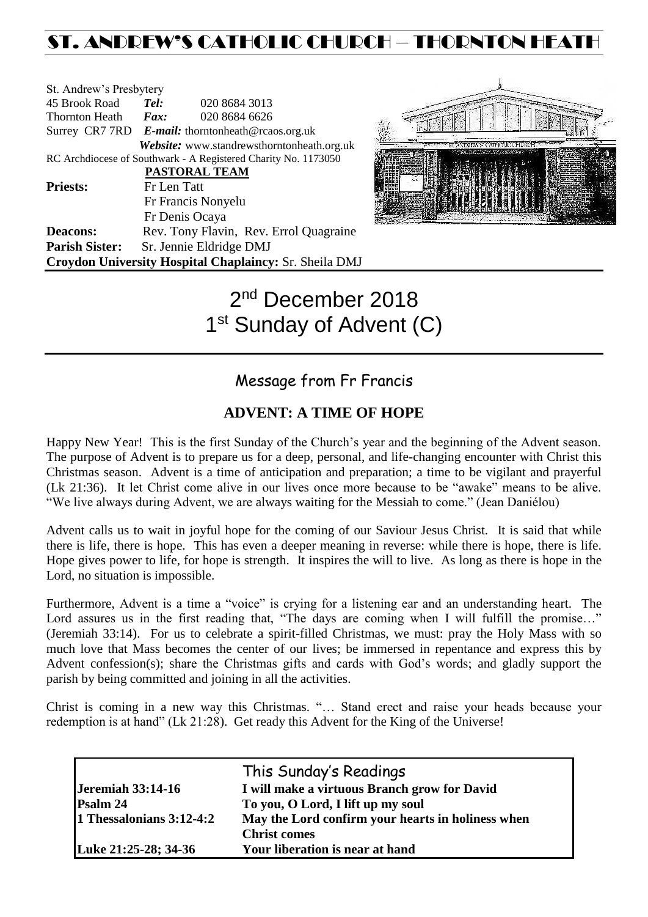# ST. ANDREW'S CATHOLIC CHURCH – THORNTON HEATH

St. Andrew's Presbytery
45 Brook Road *Tel:* 020 8684 3013
Thornton Heath *Fax:* 020 8684 6626
Surrey CR7 7RD *E-mail:* thorntonheath@rcaos.org.uk
*Website:* www.standrewsthorntonheath.org.uk
RC Archdiocese of Southwark - A Registered Charity No. 1173050

**PASTORAL TEAM**

**Priests:** Fr Len Tatt
Fr Francis Nonyelu
Fr Denis Ocaya
**Deacons:** Rev. Tony Flavin, Rev. Errol Quagraine
**Parish Sister:** Sr. Jennie Eldridge DMJ
**Croydon University Hospital Chaplaincy:** Sr. Sheila DMJ

# 2nd December 2018
# 1st Sunday of Advent (C)

## Message from Fr Francis

### ADVENT: A TIME OF HOPE

Happy New Year! This is the first Sunday of the Church's year and the beginning of the Advent season. The purpose of Advent is to prepare us for a deep, personal, and life-changing encounter with Christ this Christmas season. Advent is a time of anticipation and preparation; a time to be vigilant and prayerful (Lk 21:36). It let Christ come alive in our lives once more because to be "awake" means to be alive. "We live always during Advent, we are always waiting for the Messiah to come." (Jean Daniélou)

Advent calls us to wait in joyful hope for the coming of our Saviour Jesus Christ. It is said that while there is life, there is hope. This has even a deeper meaning in reverse: while there is hope, there is life. Hope gives power to life, for hope is strength. It inspires the will to live. As long as there is hope in the Lord, no situation is impossible.

Furthermore, Advent is a time a "voice" is crying for a listening ear and an understanding heart. The Lord assures us in the first reading that, "The days are coming when I will fulfill the promise…" (Jeremiah 33:14). For us to celebrate a spirit-filled Christmas, we must: pray the Holy Mass with so much love that Mass becomes the center of our lives; be immersed in repentance and express this by Advent confession(s); share the Christmas gifts and cards with God's words; and gladly support the parish by being committed and joining in all the activities.

Christ is coming in a new way this Christmas. "… Stand erect and raise your heads because your redemption is at hand" (Lk 21:28). Get ready this Advent for the King of the Universe!

## This Sunday's Readings

| | |
|---|---|
| **Jeremiah 33:14-16** | **I will make a virtuous Branch grow for David** |
| **Psalm 24** | **To you, O Lord, I lift up my soul** |
| **1 Thessalonians 3:12-4:2** | **May the Lord confirm your hearts in holiness when Christ comes** |
| **Luke 21:25-28; 34-36** | **Your liberation is near at hand** |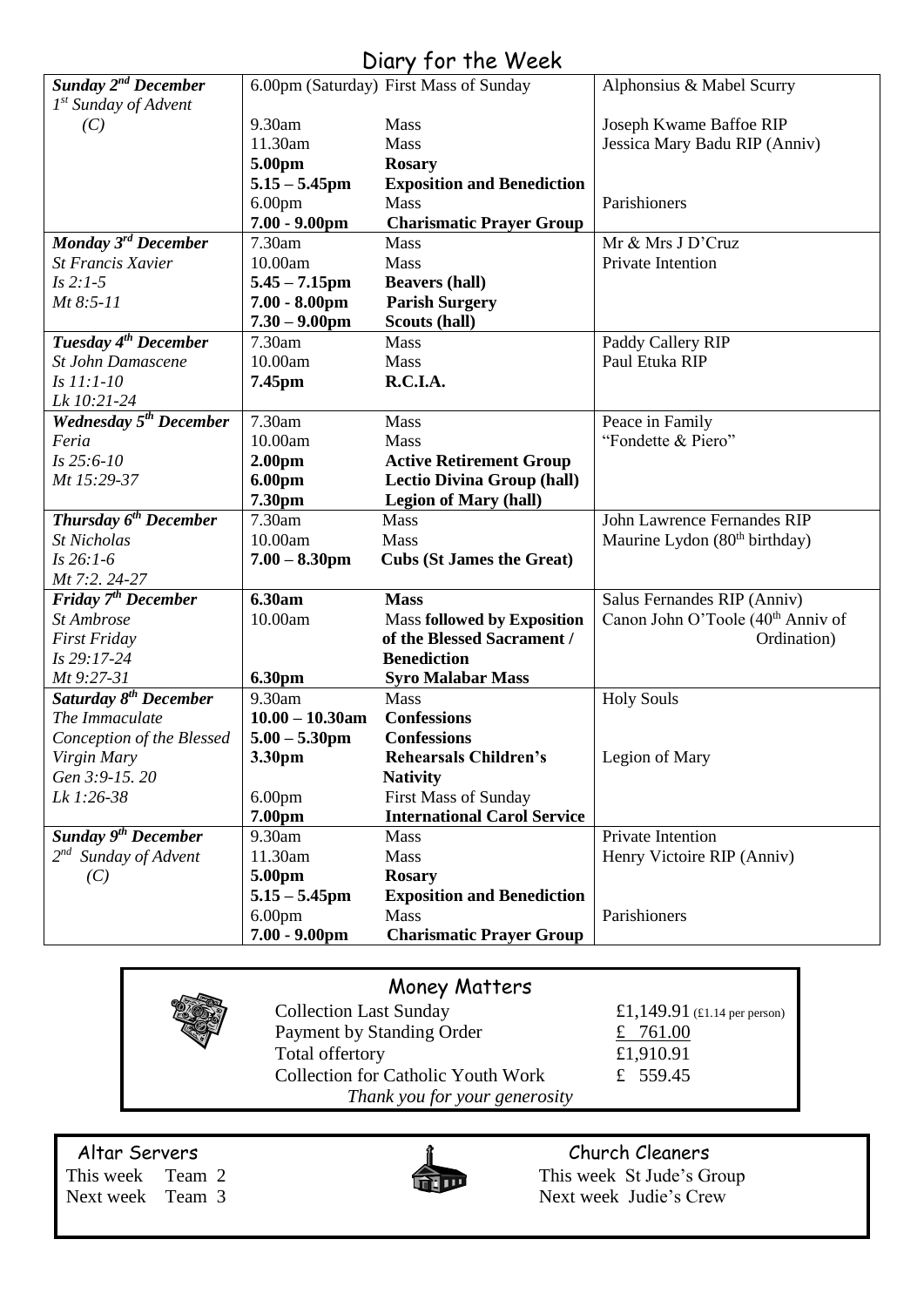# Diary for the Week

| Day | Time | Event | Intention |
|---|---|---|---|
| ***Sunday 2nd December*** *1st Sunday of Advent (C)* | 6.00pm (Saturday) | First Mass of Sunday | Alphonsius & Mabel Scurry |
| | 9.30am | Mass | Joseph Kwame Baffoe RIP |
| | 11.30am | Mass | Jessica Mary Badu RIP (Anniv) |
| | **5.00pm** | **Rosary** | |
| | **5.15 – 5.45pm** | **Exposition and Benediction** | |
| | 6.00pm | Mass | Parishioners |
| | **7.00 - 9.00pm** | **Charismatic Prayer Group** | |
| ***Monday 3rd December*** *St Francis Xavier* *Is 2:1-5* *Mt 8:5-11* | 7.30am | Mass | Mr & Mrs J D'Cruz |
| | 10.00am | Mass | Private Intention |
| | **5.45 – 7.15pm** | **Beavers (hall)** | |
| | **7.00 - 8.00pm** | **Parish Surgery** | |
| | **7.30 – 9.00pm** | **Scouts (hall)** | |
| ***Tuesday 4th December*** *St John Damascene* *Is 11:1-10* *Lk 10:21-24* | 7.30am | Mass | Paddy Callery RIP |
| | 10.00am | Mass | Paul Etuka RIP |
| | **7.45pm** | **R.C.I.A.** | |
| ***Wednesday 5th December*** *Feria* *Is 25:6-10* *Mt 15:29-37* | 7.30am | Mass | Peace in Family |
| | 10.00am | Mass | "Fondette & Piero" |
| | **2.00pm** | **Active Retirement Group** | |
| | **6.00pm** | **Lectio Divina Group (hall)** | |
| | **7.30pm** | **Legion of Mary (hall)** | |
| ***Thursday 6th December*** *St Nicholas* *Is 26:1-6* *Mt 7:2. 24-27* | 7.30am | Mass | John Lawrence Fernandes RIP |
| | 10.00am | Mass | Maurine Lydon (80th birthday) |
| | **7.00 – 8.30pm** | **Cubs (St James the Great)** | |
| ***Friday 7th December*** *St Ambrose* *First Friday* *Is 29:17-24* *Mt 9:27-31* | **6.30am** | **Mass** | Salus Fernandes RIP (Anniv) |
| | 10.00am | Mass **followed by Exposition of the Blessed Sacrament / Benediction** | Canon John O'Toole (40th Anniv of Ordination) |
| | **6.30pm** | **Syro Malabar Mass** | |
| ***Saturday 8th December*** *The Immaculate Conception of the Blessed Virgin Mary* *Gen 3:9-15. 20* *Lk 1:26-38* | 9.30am | Mass | Holy Souls |
| | **10.00 – 10.30am** | **Confessions** | |
| | **5.00 – 5.30pm** | **Confessions** | |
| | **3.30pm** | **Rehearsals Children's Nativity** | Legion of Mary |
| | 6.00pm | First Mass of Sunday | |
| | **7.00pm** | **International Carol Service** | |
| ***Sunday 9th December*** *2nd Sunday of Advent (C)* | 9.30am | Mass | Private Intention |
| | 11.30am | Mass | Henry Victoire RIP (Anniv) |
| | **5.00pm** | **Rosary** | |
| | **5.15 – 5.45pm** | **Exposition and Benediction** | |
| | 6.00pm | Mass | Parishioners |
| | **7.00 - 9.00pm** | **Charismatic Prayer Group** | |

## Money Matters

| | |
|---|---|
| Collection Last Sunday | £1,149.91 (£1.14 per person) |
| Payment by Standing Order | £ 761.00 |
| Total offertory | £1,910.91 |
| Collection for Catholic Youth Work | £ 559.45 |

*Thank you for your generosity*

## Altar Servers

This week Team 2
Next week Team 3

## Church Cleaners

This week St Jude's Group
Next week Judie's Crew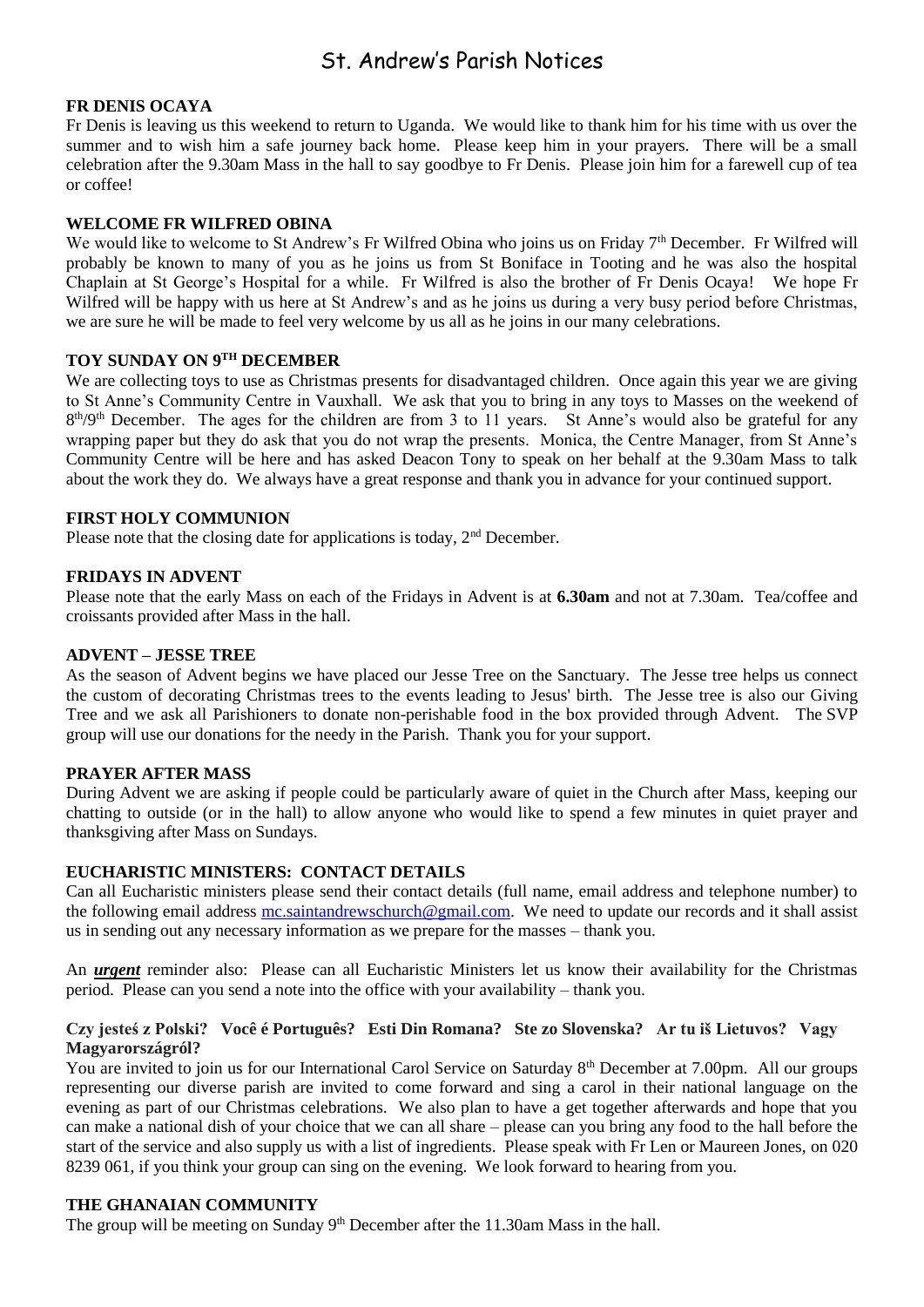# St. Andrew's Parish Notices

**FR DENIS OCAYA**

Fr Denis is leaving us this weekend to return to Uganda. We would like to thank him for his time with us over the summer and to wish him a safe journey back home. Please keep him in your prayers. There will be a small celebration after the 9.30am Mass in the hall to say goodbye to Fr Denis. Please join him for a farewell cup of tea or coffee!

**WELCOME FR WILFRED OBINA**

We would like to welcome to St Andrew's Fr Wilfred Obina who joins us on Friday 7th December. Fr Wilfred will probably be known to many of you as he joins us from St Boniface in Tooting and he was also the hospital Chaplain at St George's Hospital for a while. Fr Wilfred is also the brother of Fr Denis Ocaya! We hope Fr Wilfred will be happy with us here at St Andrew's and as he joins us during a very busy period before Christmas, we are sure he will be made to feel very welcome by us all as he joins in our many celebrations.

**TOY SUNDAY ON 9TH DECEMBER**

We are collecting toys to use as Christmas presents for disadvantaged children. Once again this year we are giving to St Anne's Community Centre in Vauxhall. We ask that you to bring in any toys to Masses on the weekend of 8th/9th December. The ages for the children are from 3 to 11 years. St Anne's would also be grateful for any wrapping paper but they do ask that you do not wrap the presents. Monica, the Centre Manager, from St Anne's Community Centre will be here and has asked Deacon Tony to speak on her behalf at the 9.30am Mass to talk about the work they do. We always have a great response and thank you in advance for your continued support.

**FIRST HOLY COMMUNION**

Please note that the closing date for applications is today, 2nd December.

**FRIDAYS IN ADVENT**

Please note that the early Mass on each of the Fridays in Advent is at **6.30am** and not at 7.30am. Tea/coffee and croissants provided after Mass in the hall.

**ADVENT – JESSE TREE**

As the season of Advent begins we have placed our Jesse Tree on the Sanctuary. The Jesse tree helps us connect the custom of decorating Christmas trees to the events leading to Jesus' birth. The Jesse tree is also our Giving Tree and we ask all Parishioners to donate non-perishable food in the box provided through Advent. The SVP group will use our donations for the needy in the Parish. Thank you for your support.

**PRAYER AFTER MASS**

During Advent we are asking if people could be particularly aware of quiet in the Church after Mass, keeping our chatting to outside (or in the hall) to allow anyone who would like to spend a few minutes in quiet prayer and thanksgiving after Mass on Sundays.

**EUCHARISTIC MINISTERS: CONTACT DETAILS**

Can all Eucharistic ministers please send their contact details (full name, email address and telephone number) to the following email address mc.saintandrewschurch@gmail.com. We need to update our records and it shall assist us in sending out any necessary information as we prepare for the masses – thank you.

An ***urgent*** reminder also: Please can all Eucharistic Ministers let us know their availability for the Christmas period. Please can you send a note into the office with your availability – thank you.

**Czy jesteś z Polski? Você é Português? Esti Din Romana? Ste zo Slovenska? Ar tu iš Lietuvos? Vagy Magyarországról?**

You are invited to join us for our International Carol Service on Saturday 8th December at 7.00pm. All our groups representing our diverse parish are invited to come forward and sing a carol in their national language on the evening as part of our Christmas celebrations. We also plan to have a get together afterwards and hope that you can make a national dish of your choice that we can all share – please can you bring any food to the hall before the start of the service and also supply us with a list of ingredients. Please speak with Fr Len or Maureen Jones, on 020 8239 061, if you think your group can sing on the evening. We look forward to hearing from you.

**THE GHANAIAN COMMUNITY**

The group will be meeting on Sunday 9th December after the 11.30am Mass in the hall.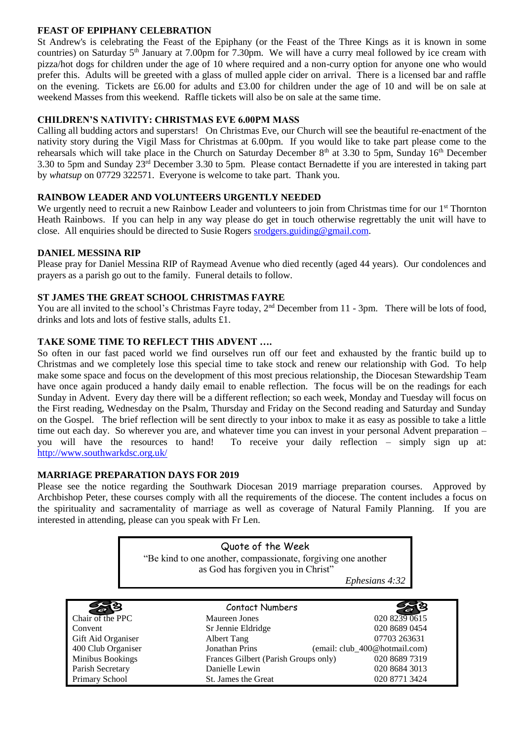### FEAST OF EPIPHANY CELEBRATION

St Andrew's is celebrating the Feast of the Epiphany (or the Feast of the Three Kings as it is known in some countries) on Saturday 5th January at 7.00pm for 7.30pm. We will have a curry meal followed by ice cream with pizza/hot dogs for children under the age of 10 where required and a non-curry option for anyone one who would prefer this. Adults will be greeted with a glass of mulled apple cider on arrival. There is a licensed bar and raffle on the evening. Tickets are £6.00 for adults and £3.00 for children under the age of 10 and will be on sale at weekend Masses from this weekend. Raffle tickets will also be on sale at the same time.

### CHILDREN'S NATIVITY: CHRISTMAS EVE 6.00PM MASS

Calling all budding actors and superstars! On Christmas Eve, our Church will see the beautiful re-enactment of the nativity story during the Vigil Mass for Christmas at 6.00pm. If you would like to take part please come to the rehearsals which will take place in the Church on Saturday December 8th at 3.30 to 5pm, Sunday 16th December 3.30 to 5pm and Sunday 23rd December 3.30 to 5pm. Please contact Bernadette if you are interested in taking part by *whatsup* on 07729 322571. Everyone is welcome to take part. Thank you.

### RAINBOW LEADER AND VOLUNTEERS URGENTLY NEEDED

We urgently need to recruit a new Rainbow Leader and volunteers to join from Christmas time for our 1st Thornton Heath Rainbows. If you can help in any way please do get in touch otherwise regrettably the unit will have to close. All enquiries should be directed to Susie Rogers srodgers.guiding@gmail.com.

### DANIEL MESSINA RIP

Please pray for Daniel Messina RIP of Raymead Avenue who died recently (aged 44 years). Our condolences and prayers as a parish go out to the family. Funeral details to follow.

### ST JAMES THE GREAT SCHOOL CHRISTMAS FAYRE

You are all invited to the school's Christmas Fayre today, 2nd December from 11 - 3pm. There will be lots of food, drinks and lots and lots of festive stalls, adults £1.

### TAKE SOME TIME TO REFLECT THIS ADVENT ….

So often in our fast paced world we find ourselves run off our feet and exhausted by the frantic build up to Christmas and we completely lose this special time to take stock and renew our relationship with God. To help make some space and focus on the development of this most precious relationship, the Diocesan Stewardship Team have once again produced a handy daily email to enable reflection. The focus will be on the readings for each Sunday in Advent. Every day there will be a different reflection; so each week, Monday and Tuesday will focus on the First reading, Wednesday on the Psalm, Thursday and Friday on the Second reading and Saturday and Sunday on the Gospel. The brief reflection will be sent directly to your inbox to make it as easy as possible to take a little time out each day. So wherever you are, and whatever time you can invest in your personal Advent preparation – you will have the resources to hand! To receive your daily reflection – simply sign up at: http://www.southwarkdsc.org.uk/

### MARRIAGE PREPARATION DAYS FOR 2019

Please see the notice regarding the Southwark Diocesan 2019 marriage preparation courses. Approved by Archbishop Peter, these courses comply with all the requirements of the diocese. The content includes a focus on the spirituality and sacramentality of marriage as well as coverage of Natural Family Planning. If you are interested in attending, please can you speak with Fr Len.

---

**Quote of the Week**

"Be kind to one another, compassionate, forgiving one another as God has forgiven you in Christ"

*Ephesians 4:32*

---

**Contact Numbers**

| | | |
|---|---|---|
| Chair of the PPC | Maureen Jones | 020 8239 0615 |
| Convent | Sr Jennie Eldridge | 020 8689 0454 |
| Gift Aid Organiser | Albert Tang | 07703 263631 |
| 400 Club Organiser | Jonathan Prins | (email: club_400@hotmail.com) |
| Minibus Bookings | Frances Gilbert (Parish Groups only) | 020 8689 7319 |
| Parish Secretary | Danielle Lewin | 020 8684 3013 |
| Primary School | St. James the Great | 020 8771 3424 |